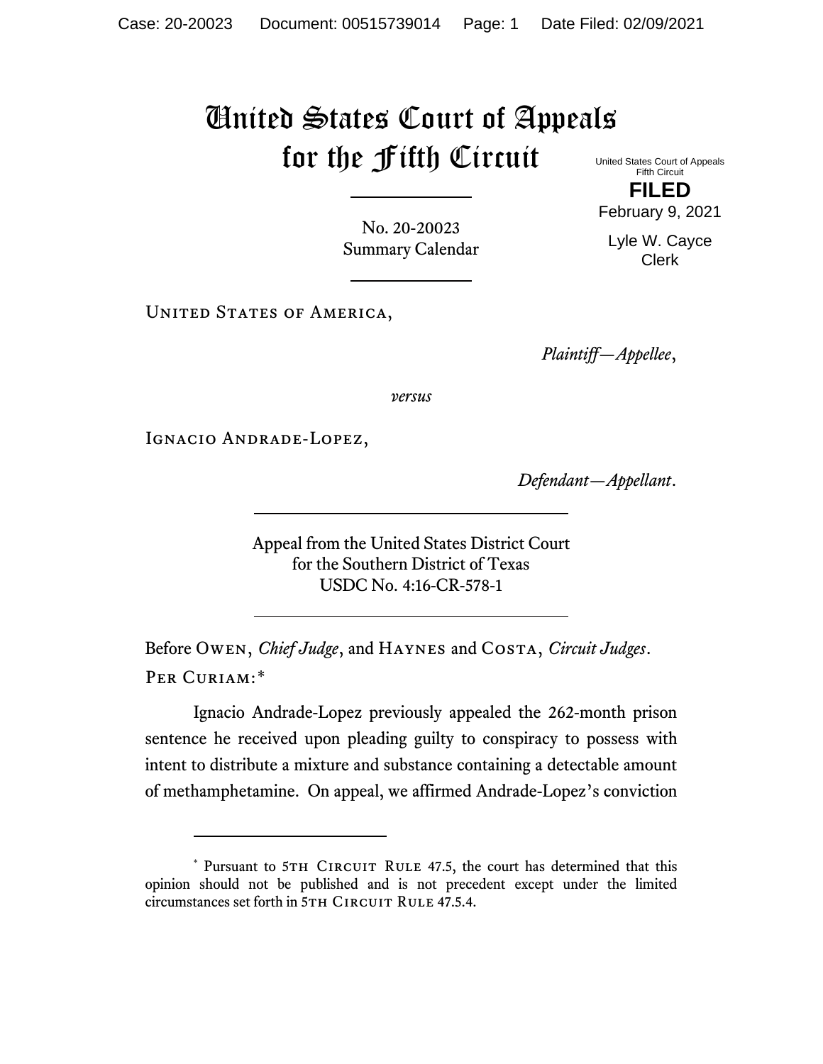# United States Court of Appeals for the Fifth Circuit

United States Court of Appeals
Fifth Circuit

**FILED**

February 9, 2021

Lyle W. Cayce
Clerk

No. 20-20023
Summary Calendar

United States of America,

*Plaintiff—Appellee*,

*versus*

Ignacio Andrade-Lopez,

*Defendant—Appellant*.

Appeal from the United States District Court
for the Southern District of Texas
USDC No. 4:16-CR-578-1

Before Owen, *Chief Judge*, and Haynes and Costa, *Circuit Judges*.

Per Curiam:*

Ignacio Andrade-Lopez previously appealed the 262-month prison sentence he received upon pleading guilty to conspiracy to possess with intent to distribute a mixture and substance containing a detectable amount of methamphetamine. On appeal, we affirmed Andrade-Lopez's conviction

---

* Pursuant to 5th Circuit Rule 47.5, the court has determined that this opinion should not be published and is not precedent except under the limited circumstances set forth in 5th Circuit Rule 47.5.4.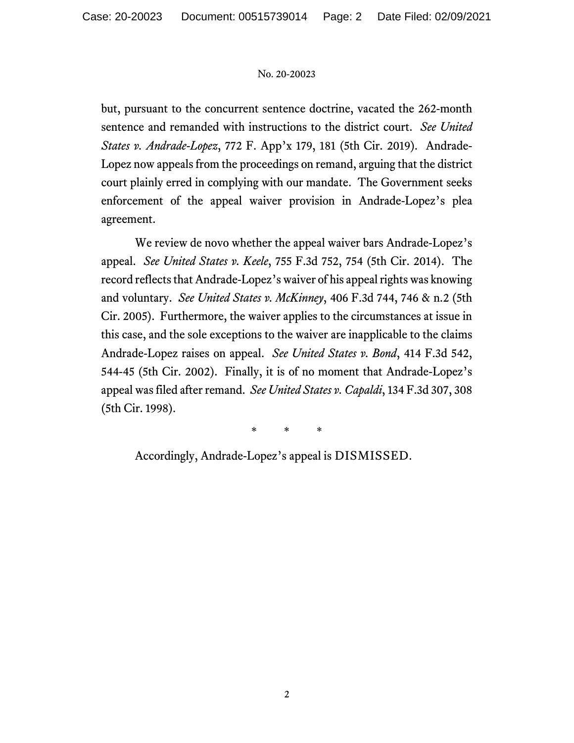but, pursuant to the concurrent sentence doctrine, vacated the 262-month sentence and remanded with instructions to the district court. *See United States v. Andrade-Lopez*, 772 F. App'x 179, 181 (5th Cir. 2019). Andrade-Lopez now appeals from the proceedings on remand, arguing that the district court plainly erred in complying with our mandate. The Government seeks enforcement of the appeal waiver provision in Andrade-Lopez's plea agreement.

We review de novo whether the appeal waiver bars Andrade-Lopez's appeal. *See United States v. Keele*, 755 F.3d 752, 754 (5th Cir. 2014). The record reflects that Andrade-Lopez's waiver of his appeal rights was knowing and voluntary. *See United States v. McKinney*, 406 F.3d 744, 746 & n.2 (5th Cir. 2005). Furthermore, the waiver applies to the circumstances at issue in this case, and the sole exceptions to the waiver are inapplicable to the claims Andrade-Lopez raises on appeal. *See United States v. Bond*, 414 F.3d 542, 544-45 (5th Cir. 2002). Finally, it is of no moment that Andrade-Lopez's appeal was filed after remand. *See United States v. Capaldi*, 134 F.3d 307, 308 (5th Cir. 1998).

\* \* \*

Accordingly, Andrade-Lopez's appeal is DISMISSED.